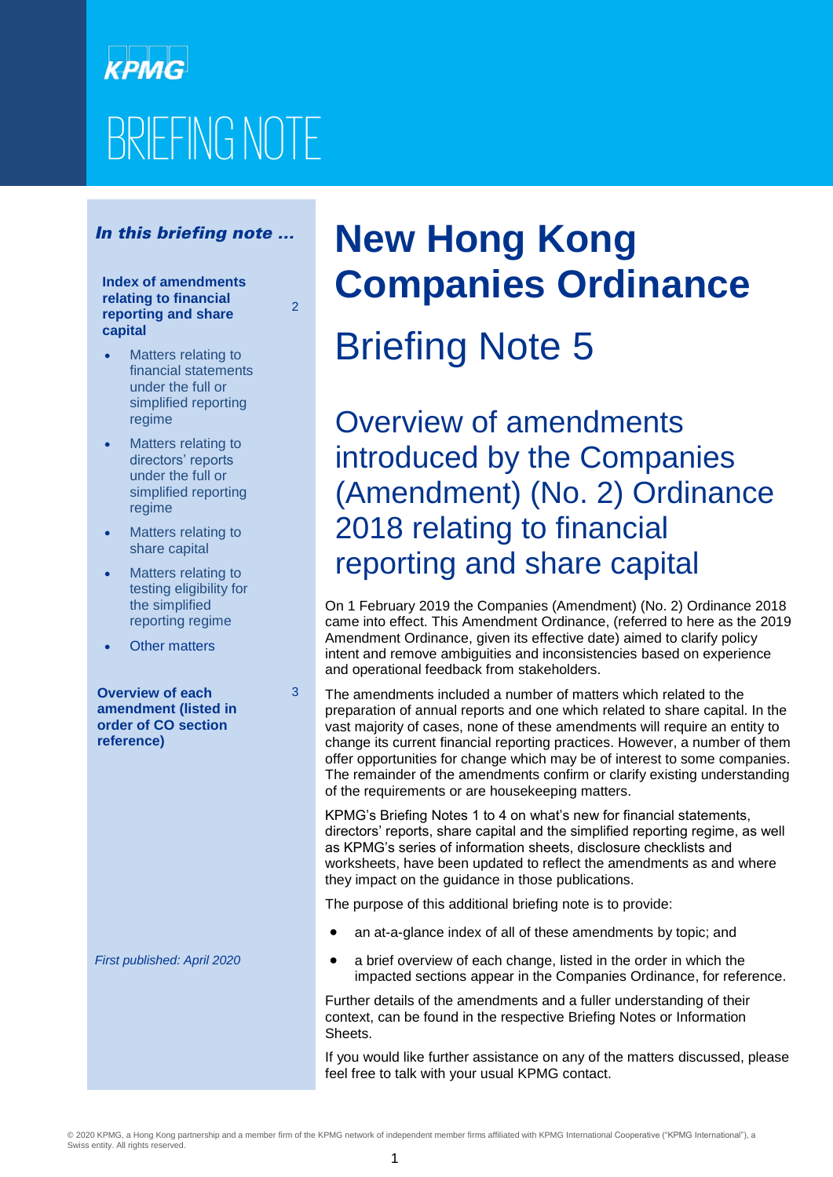KPMG

BRIEFING NOTE

# New Hong Kong Companies Ordinance

## Briefing Note 5

## Overview of amendments introduced by the Companies (Amendment) (No. 2) Ordinance 2018 relating to financial reporting and share capital

***In this briefing note …***

| | |
|---|---|
| **Index of amendments relating to financial reporting and share capital** | 2 |
| • Matters relating to financial statements under the full or simplified reporting regime | |
| • Matters relating to directors' reports under the full or simplified reporting regime | |
| • Matters relating to share capital | |
| • Matters relating to testing eligibility for the simplified reporting regime | |
| • Other matters | |
| **Overview of each amendment (listed in order of CO section reference)** | 3 |

*First published: April 2020*

On 1 February 2019 the Companies (Amendment) (No. 2) Ordinance 2018 came into effect. This Amendment Ordinance, (referred to here as the 2019 Amendment Ordinance, given its effective date) aimed to clarify policy intent and remove ambiguities and inconsistencies based on experience and operational feedback from stakeholders.

The amendments included a number of matters which related to the preparation of annual reports and one which related to share capital. In the vast majority of cases, none of these amendments will require an entity to change its current financial reporting practices. However, a number of them offer opportunities for change which may be of interest to some companies. The remainder of the amendments confirm or clarify existing understanding of the requirements or are housekeeping matters.

KPMG's Briefing Notes 1 to 4 on what's new for financial statements, directors' reports, share capital and the simplified reporting regime, as well as KPMG's series of information sheets, disclosure checklists and worksheets, have been updated to reflect the amendments as and where they impact on the guidance in those publications.

The purpose of this additional briefing note is to provide:

- an at-a-glance index of all of these amendments by topic; and
- a brief overview of each change, listed in the order in which the impacted sections appear in the Companies Ordinance, for reference.

Further details of the amendments and a fuller understanding of their context, can be found in the respective Briefing Notes or Information Sheets.

If you would like further assistance on any of the matters discussed, please feel free to talk with your usual KPMG contact.

© 2020 KPMG, a Hong Kong partnership and a member firm of the KPMG network of independent member firms affiliated with KPMG International Cooperative ("KPMG International"), a Swiss entity. All rights reserved.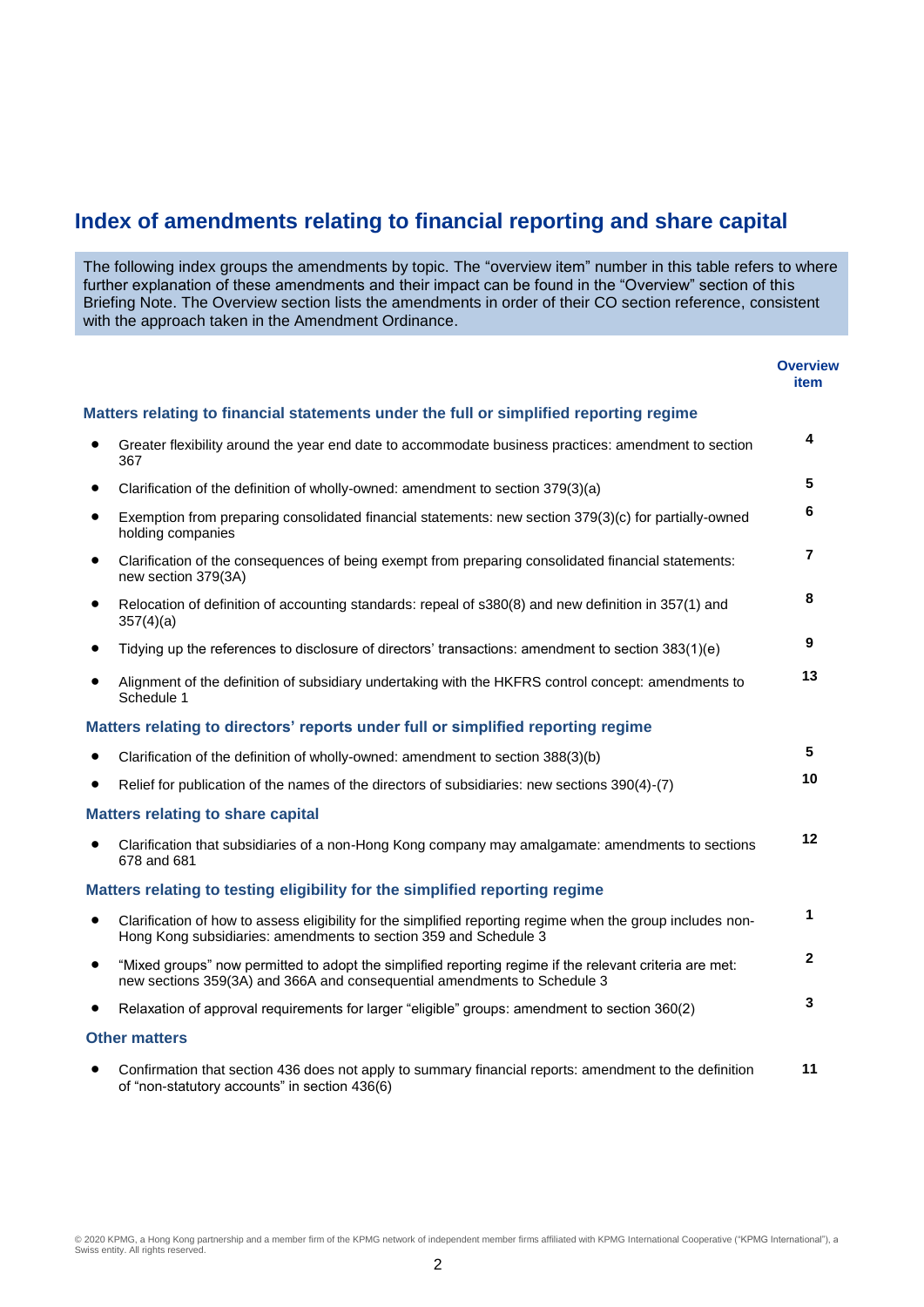# Index of amendments relating to financial reporting and share capital

The following index groups the amendments by topic. The "overview item" number in this table refers to where further explanation of these amendments and their impact can be found in the "Overview" section of this Briefing Note. The Overview section lists the amendments in order of their CO section reference, consistent with the approach taken in the Amendment Ordinance.

| | Overview item |
|---|---|
| **Matters relating to financial statements under the full or simplified reporting regime** | |
| • Greater flexibility around the year end date to accommodate business practices: amendment to section 367 | **4** |
| • Clarification of the definition of wholly-owned: amendment to section 379(3)(a) | **5** |
| • Exemption from preparing consolidated financial statements: new section 379(3)(c) for partially-owned holding companies | **6** |
| • Clarification of the consequences of being exempt from preparing consolidated financial statements: new section 379(3A) | **7** |
| • Relocation of definition of accounting standards: repeal of s380(8) and new definition in 357(1) and 357(4)(a) | **8** |
| • Tidying up the references to disclosure of directors' transactions: amendment to section 383(1)(e) | **9** |
| • Alignment of the definition of subsidiary undertaking with the HKFRS control concept: amendments to Schedule 1 | **13** |
| **Matters relating to directors' reports under full or simplified reporting regime** | |
| • Clarification of the definition of wholly-owned: amendment to section 388(3)(b) | **5** |
| • Relief for publication of the names of the directors of subsidiaries: new sections 390(4)-(7) | **10** |
| **Matters relating to share capital** | |
| • Clarification that subsidiaries of a non-Hong Kong company may amalgamate: amendments to sections 678 and 681 | **12** |
| **Matters relating to testing eligibility for the simplified reporting regime** | |
| • Clarification of how to assess eligibility for the simplified reporting regime when the group includes non-Hong Kong subsidiaries: amendments to section 359 and Schedule 3 | **1** |
| • "Mixed groups" now permitted to adopt the simplified reporting regime if the relevant criteria are met: new sections 359(3A) and 366A and consequential amendments to Schedule 3 | **2** |
| • Relaxation of approval requirements for larger "eligible" groups: amendment to section 360(2) | **3** |
| **Other matters** | |
| • Confirmation that section 436 does not apply to summary financial reports: amendment to the definition of "non-statutory accounts" in section 436(6) | **11** |

© 2020 KPMG, a Hong Kong partnership and a member firm of the KPMG network of independent member firms affiliated with KPMG International Cooperative ("KPMG International"), a Swiss entity. All rights reserved.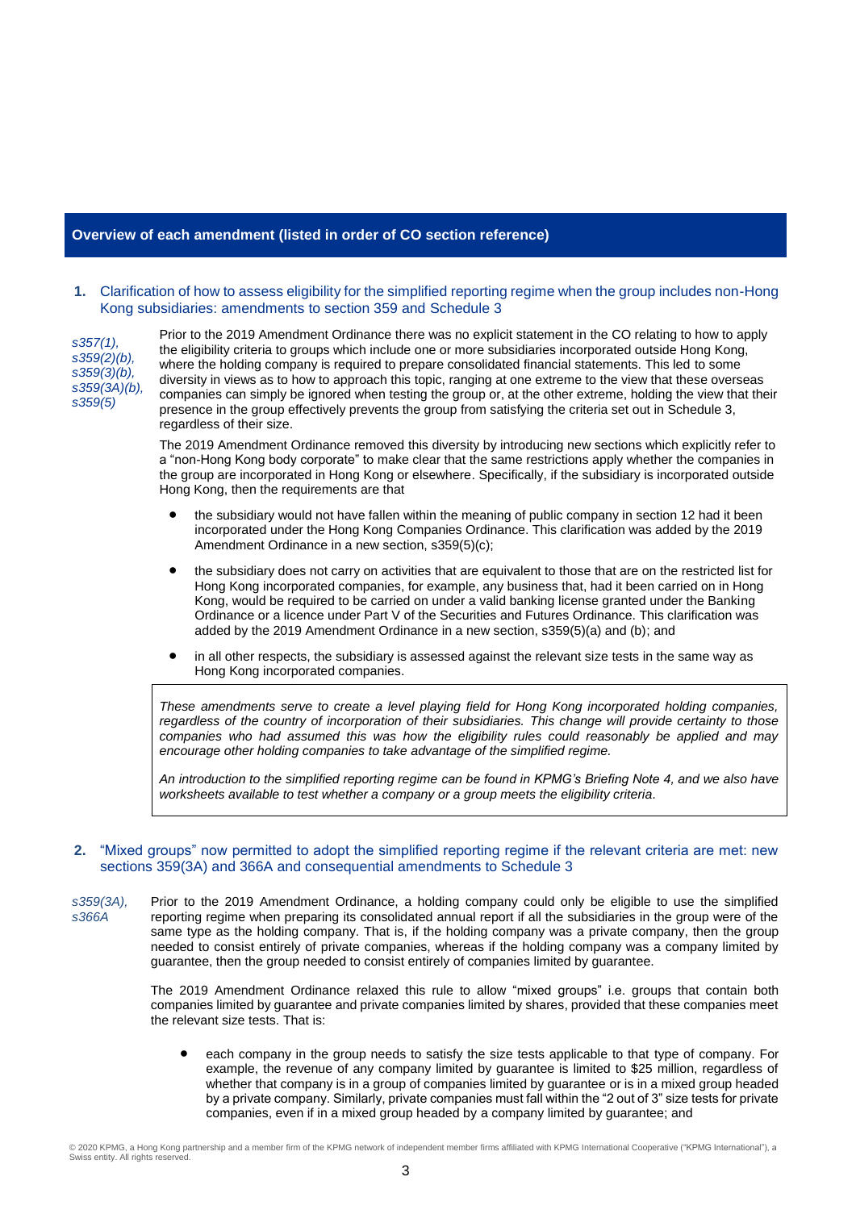## Overview of each amendment (listed in order of CO section reference)

### 1. Clarification of how to assess eligibility for the simplified reporting regime when the group includes non-Hong Kong subsidiaries: amendments to section 359 and Schedule 3

*s357(1), s359(2)(b), s359(3)(b), s359(3A)(b), s359(5)*

Prior to the 2019 Amendment Ordinance there was no explicit statement in the CO relating to how to apply the eligibility criteria to groups which include one or more subsidiaries incorporated outside Hong Kong, where the holding company is required to prepare consolidated financial statements. This led to some diversity in views as to how to approach this topic, ranging at one extreme to the view that these overseas companies can simply be ignored when testing the group or, at the other extreme, holding the view that their presence in the group effectively prevents the group from satisfying the criteria set out in Schedule 3, regardless of their size.

The 2019 Amendment Ordinance removed this diversity by introducing new sections which explicitly refer to a "non-Hong Kong body corporate" to make clear that the same restrictions apply whether the companies in the group are incorporated in Hong Kong or elsewhere. Specifically, if the subsidiary is incorporated outside Hong Kong, then the requirements are that

- the subsidiary would not have fallen within the meaning of public company in section 12 had it been incorporated under the Hong Kong Companies Ordinance. This clarification was added by the 2019 Amendment Ordinance in a new section, s359(5)(c);
- the subsidiary does not carry on activities that are equivalent to those that are on the restricted list for Hong Kong incorporated companies, for example, any business that, had it been carried on in Hong Kong, would be required to be carried on under a valid banking license granted under the Banking Ordinance or a licence under Part V of the Securities and Futures Ordinance. This clarification was added by the 2019 Amendment Ordinance in a new section, s359(5)(a) and (b); and
- in all other respects, the subsidiary is assessed against the relevant size tests in the same way as Hong Kong incorporated companies.

> *These amendments serve to create a level playing field for Hong Kong incorporated holding companies, regardless of the country of incorporation of their subsidiaries. This change will provide certainty to those companies who had assumed this was how the eligibility rules could reasonably be applied and may encourage other holding companies to take advantage of the simplified regime.*
>
> *An introduction to the simplified reporting regime can be found in KPMG's Briefing Note 4, and we also have worksheets available to test whether a company or a group meets the eligibility criteria.*

### 2. "Mixed groups" now permitted to adopt the simplified reporting regime if the relevant criteria are met: new sections 359(3A) and 366A and consequential amendments to Schedule 3

*s359(3A), s366A*

Prior to the 2019 Amendment Ordinance, a holding company could only be eligible to use the simplified reporting regime when preparing its consolidated annual report if all the subsidiaries in the group were of the same type as the holding company. That is, if the holding company was a private company, then the group needed to consist entirely of private companies, whereas if the holding company was a company limited by guarantee, then the group needed to consist entirely of companies limited by guarantee.

The 2019 Amendment Ordinance relaxed this rule to allow "mixed groups" i.e. groups that contain both companies limited by guarantee and private companies limited by shares, provided that these companies meet the relevant size tests. That is:

- each company in the group needs to satisfy the size tests applicable to that type of company. For example, the revenue of any company limited by guarantee is limited to $25 million, regardless of whether that company is in a group of companies limited by guarantee or is in a mixed group headed by a private company. Similarly, private companies must fall within the "2 out of 3" size tests for private companies, even if in a mixed group headed by a company limited by guarantee; and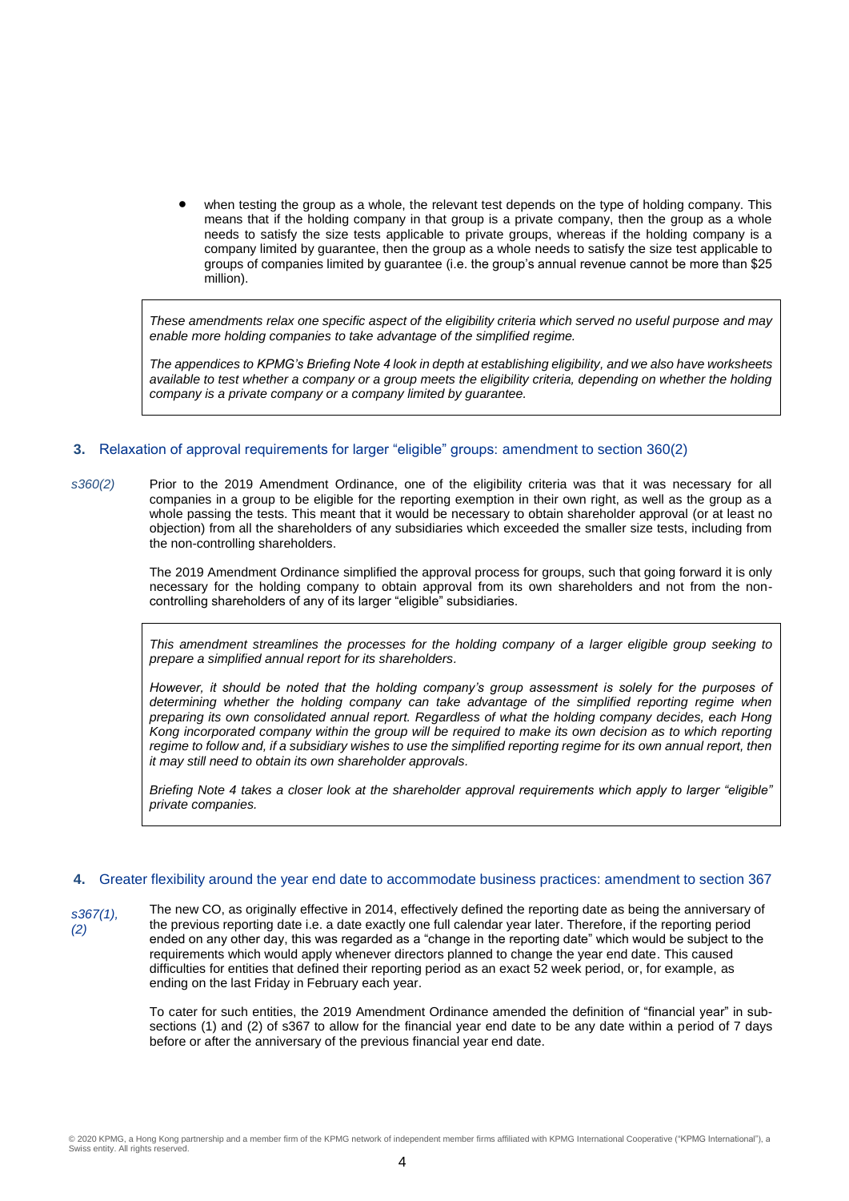- when testing the group as a whole, the relevant test depends on the type of holding company. This means that if the holding company in that group is a private company, then the group as a whole needs to satisfy the size tests applicable to private groups, whereas if the holding company is a company limited by guarantee, then the group as a whole needs to satisfy the size test applicable to groups of companies limited by guarantee (i.e. the group's annual revenue cannot be more than $25 million).

> *These amendments relax one specific aspect of the eligibility criteria which served no useful purpose and may enable more holding companies to take advantage of the simplified regime.*
>
> *The appendices to KPMG's Briefing Note 4 look in depth at establishing eligibility, and we also have worksheets available to test whether a company or a group meets the eligibility criteria, depending on whether the holding company is a private company or a company limited by guarantee.*

### 3. Relaxation of approval requirements for larger "eligible" groups: amendment to section 360(2)

*s360(2)*

Prior to the 2019 Amendment Ordinance, one of the eligibility criteria was that it was necessary for all companies in a group to be eligible for the reporting exemption in their own right, as well as the group as a whole passing the tests. This meant that it would be necessary to obtain shareholder approval (or at least no objection) from all the shareholders of any subsidiaries which exceeded the smaller size tests, including from the non-controlling shareholders.

The 2019 Amendment Ordinance simplified the approval process for groups, such that going forward it is only necessary for the holding company to obtain approval from its own shareholders and not from the non-controlling shareholders of any of its larger "eligible" subsidiaries.

> *This amendment streamlines the processes for the holding company of a larger eligible group seeking to prepare a simplified annual report for its shareholders.*
>
> *However, it should be noted that the holding company's group assessment is solely for the purposes of determining whether the holding company can take advantage of the simplified reporting regime when preparing its own consolidated annual report. Regardless of what the holding company decides, each Hong Kong incorporated company within the group will be required to make its own decision as to which reporting regime to follow and, if a subsidiary wishes to use the simplified reporting regime for its own annual report, then it may still need to obtain its own shareholder approvals.*
>
> *Briefing Note 4 takes a closer look at the shareholder approval requirements which apply to larger "eligible" private companies.*

### 4. Greater flexibility around the year end date to accommodate business practices: amendment to section 367

*s367(1), (2)*

The new CO, as originally effective in 2014, effectively defined the reporting date as being the anniversary of the previous reporting date i.e. a date exactly one full calendar year later. Therefore, if the reporting period ended on any other day, this was regarded as a "change in the reporting date" which would be subject to the requirements which would apply whenever directors planned to change the year end date. This caused difficulties for entities that defined their reporting period as an exact 52 week period, or, for example, as ending on the last Friday in February each year.

To cater for such entities, the 2019 Amendment Ordinance amended the definition of "financial year" in sub-sections (1) and (2) of s367 to allow for the financial year end date to be any date within a period of 7 days before or after the anniversary of the previous financial year end date.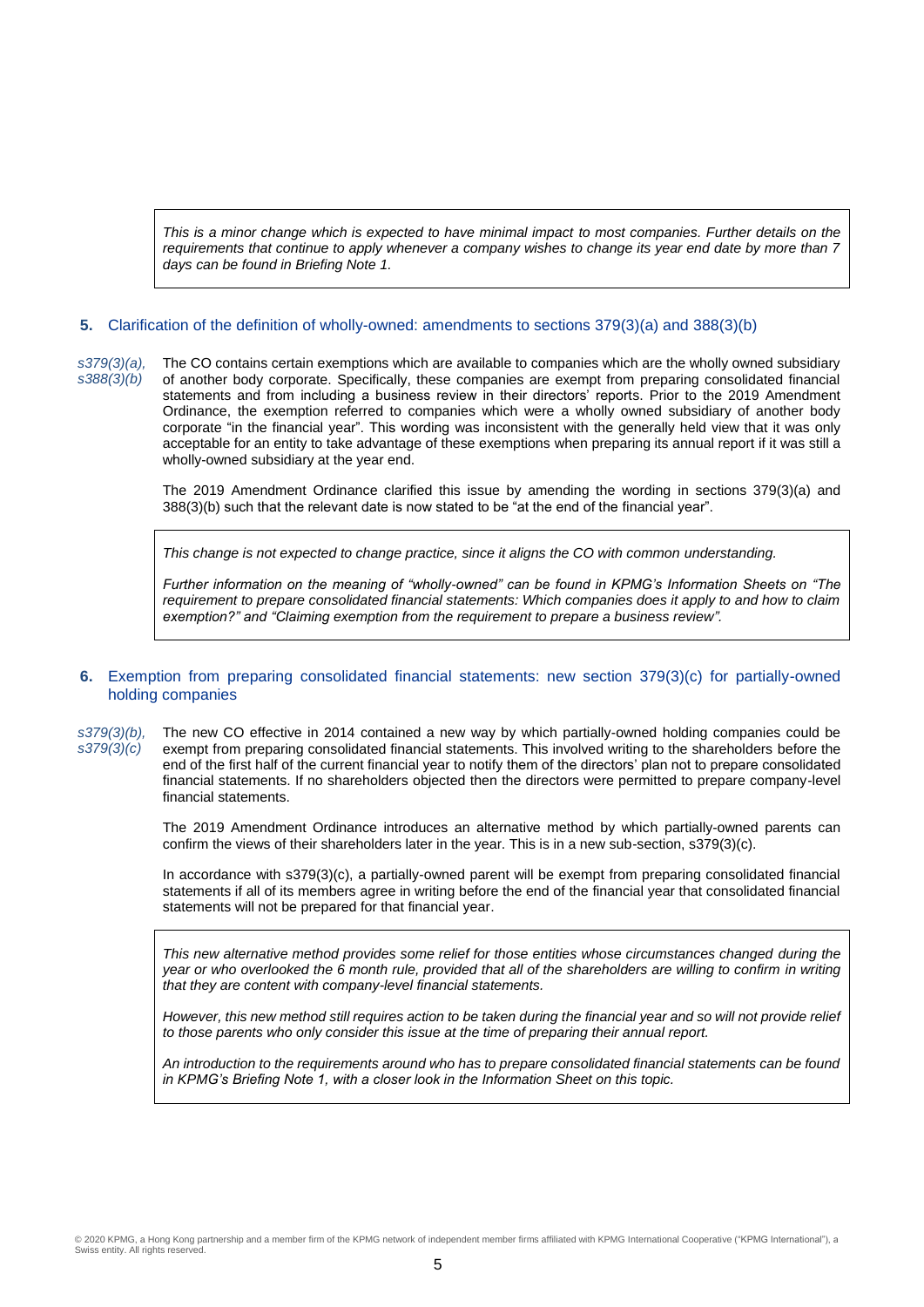*This is a minor change which is expected to have minimal impact to most companies. Further details on the requirements that continue to apply whenever a company wishes to change its year end date by more than 7 days can be found in Briefing Note 1.*

## 5. Clarification of the definition of wholly-owned: amendments to sections 379(3)(a) and 388(3)(b)

*s379(3)(a), s388(3)(b)*

The CO contains certain exemptions which are available to companies which are the wholly owned subsidiary of another body corporate. Specifically, these companies are exempt from preparing consolidated financial statements and from including a business review in their directors' reports. Prior to the 2019 Amendment Ordinance, the exemption referred to companies which were a wholly owned subsidiary of another body corporate "in the financial year". This wording was inconsistent with the generally held view that it was only acceptable for an entity to take advantage of these exemptions when preparing its annual report if it was still a wholly-owned subsidiary at the year end.

The 2019 Amendment Ordinance clarified this issue by amending the wording in sections 379(3)(a) and 388(3)(b) such that the relevant date is now stated to be "at the end of the financial year".

*This change is not expected to change practice, since it aligns the CO with common understanding.*

*Further information on the meaning of "wholly-owned" can be found in KPMG's Information Sheets on "The requirement to prepare consolidated financial statements: Which companies does it apply to and how to claim exemption?" and "Claiming exemption from the requirement to prepare a business review".*

## 6. Exemption from preparing consolidated financial statements: new section 379(3)(c) for partially-owned holding companies

*s379(3)(b), s379(3)(c)*

The new CO effective in 2014 contained a new way by which partially-owned holding companies could be exempt from preparing consolidated financial statements. This involved writing to the shareholders before the end of the first half of the current financial year to notify them of the directors' plan not to prepare consolidated financial statements. If no shareholders objected then the directors were permitted to prepare company-level financial statements.

The 2019 Amendment Ordinance introduces an alternative method by which partially-owned parents can confirm the views of their shareholders later in the year. This is in a new sub-section, s379(3)(c).

In accordance with s379(3)(c), a partially-owned parent will be exempt from preparing consolidated financial statements if all of its members agree in writing before the end of the financial year that consolidated financial statements will not be prepared for that financial year.

*This new alternative method provides some relief for those entities whose circumstances changed during the year or who overlooked the 6 month rule, provided that all of the shareholders are willing to confirm in writing that they are content with company-level financial statements.*

*However, this new method still requires action to be taken during the financial year and so will not provide relief to those parents who only consider this issue at the time of preparing their annual report.*

*An introduction to the requirements around who has to prepare consolidated financial statements can be found in KPMG's Briefing Note 1, with a closer look in the Information Sheet on this topic.*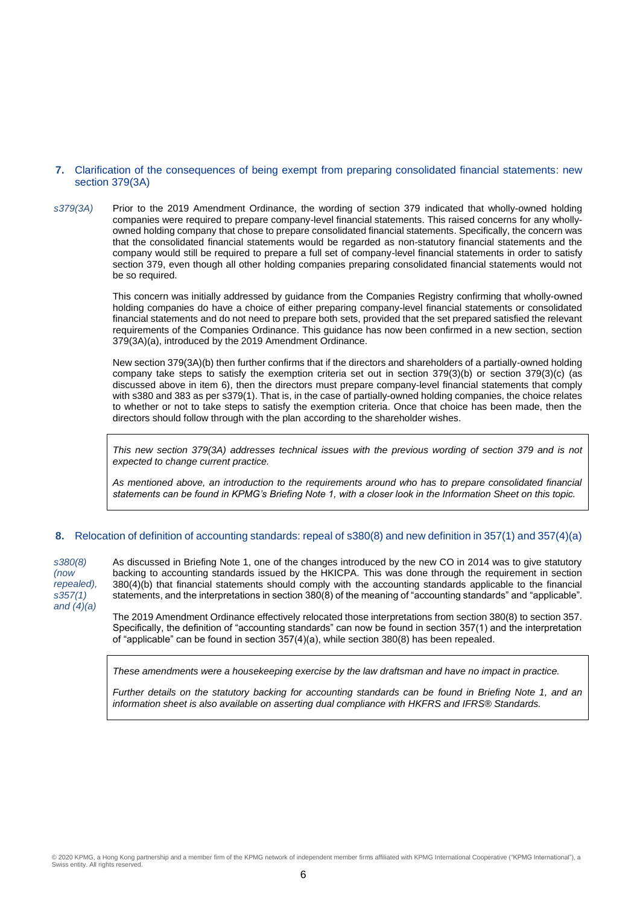## 7. Clarification of the consequences of being exempt from preparing consolidated financial statements: new section 379(3A)

*s379(3A)*

Prior to the 2019 Amendment Ordinance, the wording of section 379 indicated that wholly-owned holding companies were required to prepare company-level financial statements. This raised concerns for any wholly-owned holding company that chose to prepare consolidated financial statements. Specifically, the concern was that the consolidated financial statements would be regarded as non-statutory financial statements and the company would still be required to prepare a full set of company-level financial statements in order to satisfy section 379, even though all other holding companies preparing consolidated financial statements would not be so required.

This concern was initially addressed by guidance from the Companies Registry confirming that wholly-owned holding companies do have a choice of either preparing company-level financial statements or consolidated financial statements and do not need to prepare both sets, provided that the set prepared satisfied the relevant requirements of the Companies Ordinance. This guidance has now been confirmed in a new section, section 379(3A)(a), introduced by the 2019 Amendment Ordinance.

New section 379(3A)(b) then further confirms that if the directors and shareholders of a partially-owned holding company take steps to satisfy the exemption criteria set out in section 379(3)(b) or section 379(3)(c) (as discussed above in item 6), then the directors must prepare company-level financial statements that comply with s380 and 383 as per s379(1). That is, in the case of partially-owned holding companies, the choice relates to whether or not to take steps to satisfy the exemption criteria. Once that choice has been made, then the directors should follow through with the plan according to the shareholder wishes.

> *This new section 379(3A) addresses technical issues with the previous wording of section 379 and is not expected to change current practice.*
>
> *As mentioned above, an introduction to the requirements around who has to prepare consolidated financial statements can be found in KPMG's Briefing Note 1, with a closer look in the Information Sheet on this topic.*

## 8. Relocation of definition of accounting standards: repeal of s380(8) and new definition in 357(1) and 357(4)(a)

*s380(8) (now repealed), s357(1) and (4)(a)*

As discussed in Briefing Note 1, one of the changes introduced by the new CO in 2014 was to give statutory backing to accounting standards issued by the HKICPA. This was done through the requirement in section 380(4)(b) that financial statements should comply with the accounting standards applicable to the financial statements, and the interpretations in section 380(8) of the meaning of "accounting standards" and "applicable".

The 2019 Amendment Ordinance effectively relocated those interpretations from section 380(8) to section 357. Specifically, the definition of "accounting standards" can now be found in section 357(1) and the interpretation of "applicable" can be found in section 357(4)(a), while section 380(8) has been repealed.

> *These amendments were a housekeeping exercise by the law draftsman and have no impact in practice.*
>
> *Further details on the statutory backing for accounting standards can be found in Briefing Note 1, and an information sheet is also available on asserting dual compliance with HKFRS and IFRS® Standards.*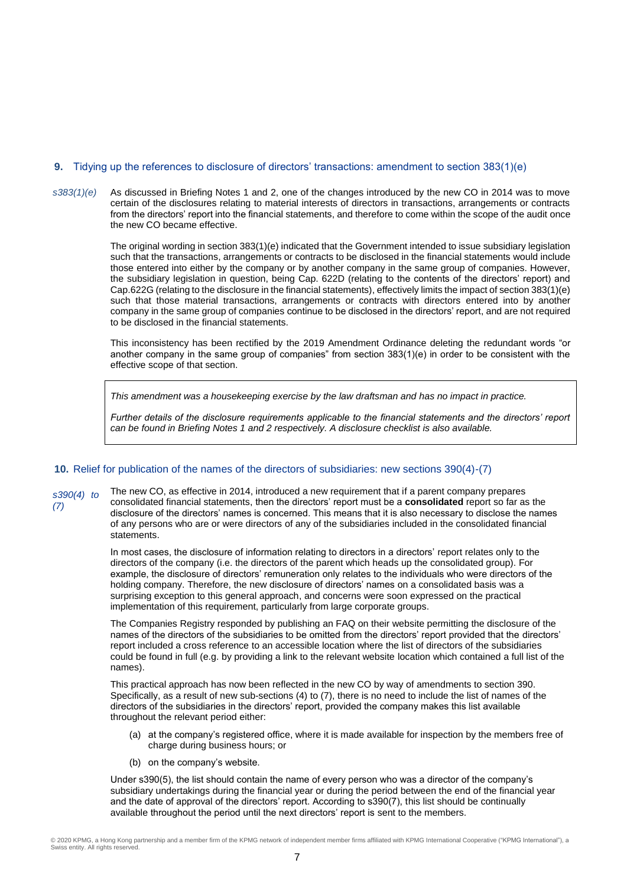## 9. Tidying up the references to disclosure of directors' transactions: amendment to section 383(1)(e)

*s383(1)(e)*

As discussed in Briefing Notes 1 and 2, one of the changes introduced by the new CO in 2014 was to move certain of the disclosures relating to material interests of directors in transactions, arrangements or contracts from the directors' report into the financial statements, and therefore to come within the scope of the audit once the new CO became effective.

The original wording in section 383(1)(e) indicated that the Government intended to issue subsidiary legislation such that the transactions, arrangements or contracts to be disclosed in the financial statements would include those entered into either by the company or by another company in the same group of companies. However, the subsidiary legislation in question, being Cap. 622D (relating to the contents of the directors' report) and Cap.622G (relating to the disclosure in the financial statements), effectively limits the impact of section 383(1)(e) such that those material transactions, arrangements or contracts with directors entered into by another company in the same group of companies continue to be disclosed in the directors' report, and are not required to be disclosed in the financial statements.

This inconsistency has been rectified by the 2019 Amendment Ordinance deleting the redundant words "or another company in the same group of companies" from section 383(1)(e) in order to be consistent with the effective scope of that section.

> *This amendment was a housekeeping exercise by the law draftsman and has no impact in practice.*
>
> *Further details of the disclosure requirements applicable to the financial statements and the directors' report can be found in Briefing Notes 1 and 2 respectively. A disclosure checklist is also available.*

## 10. Relief for publication of the names of the directors of subsidiaries: new sections 390(4)-(7)

*s390(4) to (7)*

The new CO, as effective in 2014, introduced a new requirement that if a parent company prepares consolidated financial statements, then the directors' report must be a **consolidated** report so far as the disclosure of the directors' names is concerned. This means that it is also necessary to disclose the names of any persons who are or were directors of any of the subsidiaries included in the consolidated financial statements.

In most cases, the disclosure of information relating to directors in a directors' report relates only to the directors of the company (i.e. the directors of the parent which heads up the consolidated group). For example, the disclosure of directors' remuneration only relates to the individuals who were directors of the holding company. Therefore, the new disclosure of directors' names on a consolidated basis was a surprising exception to this general approach, and concerns were soon expressed on the practical implementation of this requirement, particularly from large corporate groups.

The Companies Registry responded by publishing an FAQ on their website permitting the disclosure of the names of the directors of the subsidiaries to be omitted from the directors' report provided that the directors' report included a cross reference to an accessible location where the list of directors of the subsidiaries could be found in full (e.g. by providing a link to the relevant website location which contained a full list of the names).

This practical approach has now been reflected in the new CO by way of amendments to section 390. Specifically, as a result of new sub-sections (4) to (7), there is no need to include the list of names of the directors of the subsidiaries in the directors' report, provided the company makes this list available throughout the relevant period either:

(a) at the company's registered office, where it is made available for inspection by the members free of charge during business hours; or

(b) on the company's website.

Under s390(5), the list should contain the name of every person who was a director of the company's subsidiary undertakings during the financial year or during the period between the end of the financial year and the date of approval of the directors' report. According to s390(7), this list should be continually available throughout the period until the next directors' report is sent to the members.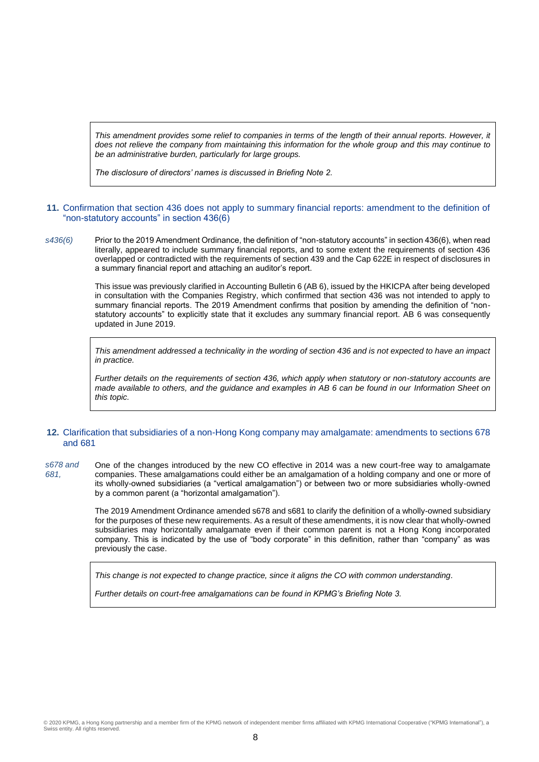> *This amendment provides some relief to companies in terms of the length of their annual reports. However, it does not relieve the company from maintaining this information for the whole group and this may continue to be an administrative burden, particularly for large groups.*
>
> *The disclosure of directors' names is discussed in Briefing Note 2.*

### 11. Confirmation that section 436 does not apply to summary financial reports: amendment to the definition of "non-statutory accounts" in section 436(6)

*s436(6)*

Prior to the 2019 Amendment Ordinance, the definition of "non-statutory accounts" in section 436(6), when read literally, appeared to include summary financial reports, and to some extent the requirements of section 436 overlapped or contradicted with the requirements of section 439 and the Cap 622E in respect of disclosures in a summary financial report and attaching an auditor's report.

This issue was previously clarified in Accounting Bulletin 6 (AB 6), issued by the HKICPA after being developed in consultation with the Companies Registry, which confirmed that section 436 was not intended to apply to summary financial reports. The 2019 Amendment confirms that position by amending the definition of "non-statutory accounts" to explicitly state that it excludes any summary financial report. AB 6 was consequently updated in June 2019.

> *This amendment addressed a technicality in the wording of section 436 and is not expected to have an impact in practice.*
>
> *Further details on the requirements of section 436, which apply when statutory or non-statutory accounts are made available to others, and the guidance and examples in AB 6 can be found in our Information Sheet on this topic.*

### 12. Clarification that subsidiaries of a non-Hong Kong company may amalgamate: amendments to sections 678 and 681

*s678 and 681,*

One of the changes introduced by the new CO effective in 2014 was a new court-free way to amalgamate companies. These amalgamations could either be an amalgamation of a holding company and one or more of its wholly-owned subsidiaries (a "vertical amalgamation") or between two or more subsidiaries wholly-owned by a common parent (a "horizontal amalgamation").

The 2019 Amendment Ordinance amended s678 and s681 to clarify the definition of a wholly-owned subsidiary for the purposes of these new requirements. As a result of these amendments, it is now clear that wholly-owned subsidiaries may horizontally amalgamate even if their common parent is not a Hong Kong incorporated company. This is indicated by the use of "body corporate" in this definition, rather than "company" as was previously the case.

> *This change is not expected to change practice, since it aligns the CO with common understanding.*
>
> *Further details on court-free amalgamations can be found in KPMG's Briefing Note 3.*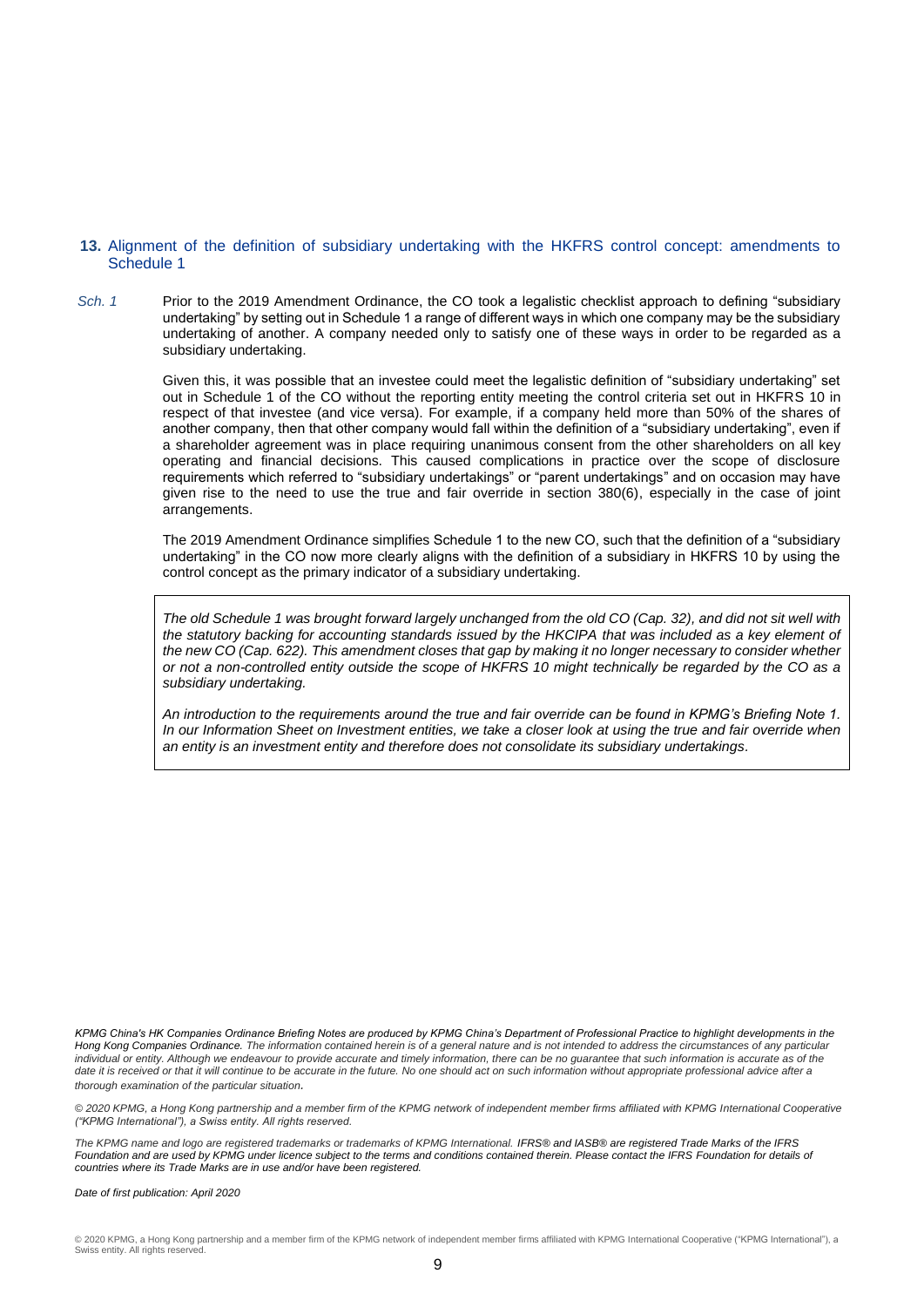## 13. Alignment of the definition of subsidiary undertaking with the HKFRS control concept: amendments to Schedule 1

*Sch. 1*

Prior to the 2019 Amendment Ordinance, the CO took a legalistic checklist approach to defining "subsidiary undertaking" by setting out in Schedule 1 a range of different ways in which one company may be the subsidiary undertaking of another. A company needed only to satisfy one of these ways in order to be regarded as a subsidiary undertaking.

Given this, it was possible that an investee could meet the legalistic definition of "subsidiary undertaking" set out in Schedule 1 of the CO without the reporting entity meeting the control criteria set out in HKFRS 10 in respect of that investee (and vice versa). For example, if a company held more than 50% of the shares of another company, then that other company would fall within the definition of a "subsidiary undertaking", even if a shareholder agreement was in place requiring unanimous consent from the other shareholders on all key operating and financial decisions. This caused complications in practice over the scope of disclosure requirements which referred to "subsidiary undertakings" or "parent undertakings" and on occasion may have given rise to the need to use the true and fair override in section 380(6), especially in the case of joint arrangements.

The 2019 Amendment Ordinance simplifies Schedule 1 to the new CO, such that the definition of a "subsidiary undertaking" in the CO now more clearly aligns with the definition of a subsidiary in HKFRS 10 by using the control concept as the primary indicator of a subsidiary undertaking.

> *The old Schedule 1 was brought forward largely unchanged from the old CO (Cap. 32), and did not sit well with the statutory backing for accounting standards issued by the HKCIPA that was included as a key element of the new CO (Cap. 622). This amendment closes that gap by making it no longer necessary to consider whether or not a non-controlled entity outside the scope of HKFRS 10 might technically be regarded by the CO as a subsidiary undertaking.*
>
> *An introduction to the requirements around the true and fair override can be found in KPMG's Briefing Note 1. In our Information Sheet on Investment entities, we take a closer look at using the true and fair override when an entity is an investment entity and therefore does not consolidate its subsidiary undertakings.*

*KPMG China's HK Companies Ordinance Briefing Notes are produced by KPMG China's Department of Professional Practice to highlight developments in the Hong Kong Companies Ordinance. The information contained herein is of a general nature and is not intended to address the circumstances of any particular individual or entity. Although we endeavour to provide accurate and timely information, there can be no guarantee that such information is accurate as of the date it is received or that it will continue to be accurate in the future. No one should act on such information without appropriate professional advice after a thorough examination of the particular situation.*

*© 2020 KPMG, a Hong Kong partnership and a member firm of the KPMG network of independent member firms affiliated with KPMG International Cooperative ("KPMG International"), a Swiss entity. All rights reserved.*

*The KPMG name and logo are registered trademarks or trademarks of KPMG International. IFRS® and IASB® are registered Trade Marks of the IFRS Foundation and are used by KPMG under licence subject to the terms and conditions contained therein. Please contact the IFRS Foundation for details of countries where its Trade Marks are in use and/or have been registered.*

*Date of first publication: April 2020*